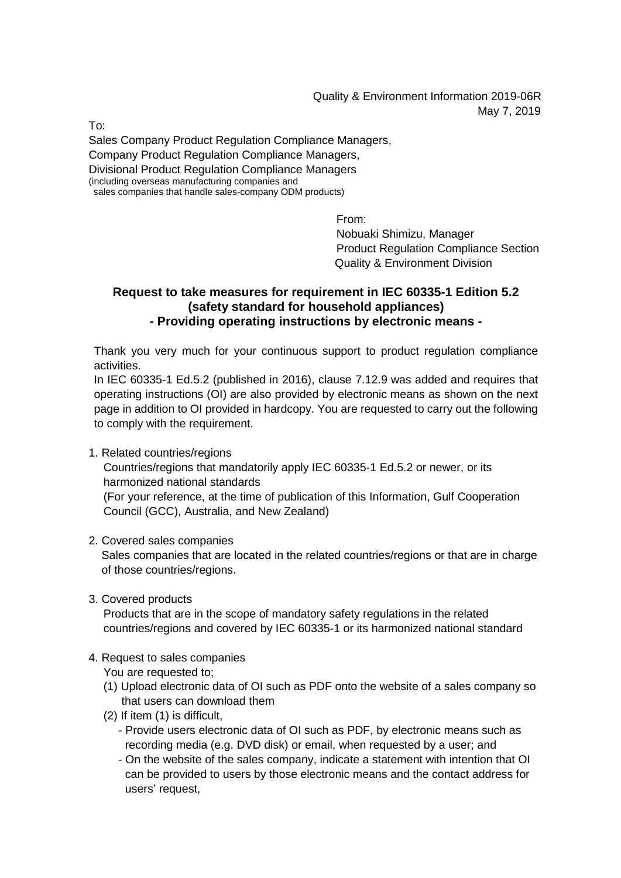Quality & Environment Information 2019-06R
May 7, 2019

To:
Sales Company Product Regulation Compliance Managers,
Company Product Regulation Compliance Managers,
Divisional Product Regulation Compliance Managers
(including overseas manufacturing companies and
sales companies that handle sales-company ODM products)

From:
Nobuaki Shimizu, Manager
Product Regulation Compliance Section
Quality & Environment Division

## Request to take measures for requirement in IEC 60335-1 Edition 5.2 (safety standard for household appliances) - Providing operating instructions by electronic means -

Thank you very much for your continuous support to product regulation compliance activities.
In IEC 60335-1 Ed.5.2 (published in 2016), clause 7.12.9 was added and requires that operating instructions (OI) are also provided by electronic means as shown on the next page in addition to OI provided in hardcopy. You are requested to carry out the following to comply with the requirement.

1. Related countries/regions
   Countries/regions that mandatorily apply IEC 60335-1 Ed.5.2 or newer, or its harmonized national standards
   (For your reference, at the time of publication of this Information, Gulf Cooperation Council (GCC), Australia, and New Zealand)

2. Covered sales companies
   Sales companies that are located in the related countries/regions or that are in charge of those countries/regions.

3. Covered products
   Products that are in the scope of mandatory safety regulations in the related countries/regions and covered by IEC 60335-1 or its harmonized national standard

4. Request to sales companies
   You are requested to;
   (1) Upload electronic data of OI such as PDF onto the website of a sales company so that users can download them
   (2) If item (1) is difficult,
      - Provide users electronic data of OI such as PDF, by electronic means such as recording media (e.g. DVD disk) or email, when requested by a user; and
      - On the website of the sales company, indicate a statement with intention that OI can be provided to users by those electronic means and the contact address for users' request,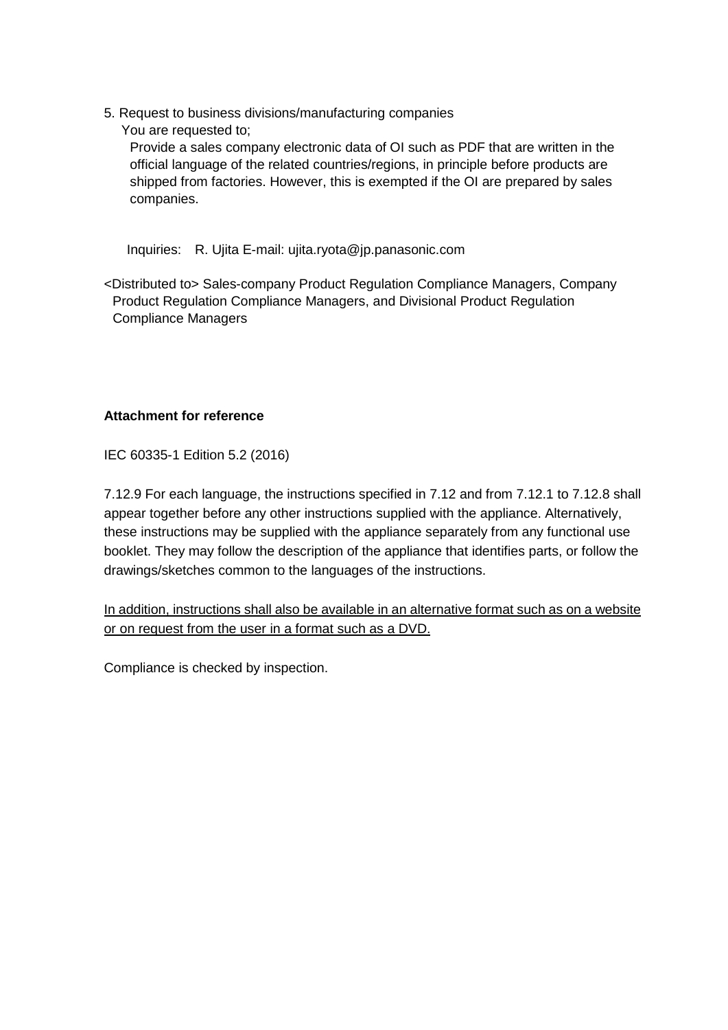5. Request to business divisions/manufacturing companies

   You are requested to;

   Provide a sales company electronic data of OI such as PDF that are written in the official language of the related countries/regions, in principle before products are shipped from factories. However, this is exempted if the OI are prepared by sales companies.

Inquiries: R. Ujita E-mail: ujita.ryota@jp.panasonic.com

<Distributed to> Sales-company Product Regulation Compliance Managers, Company Product Regulation Compliance Managers, and Divisional Product Regulation Compliance Managers

**Attachment for reference**

IEC 60335-1 Edition 5.2 (2016)

7.12.9 For each language, the instructions specified in 7.12 and from 7.12.1 to 7.12.8 shall appear together before any other instructions supplied with the appliance. Alternatively, these instructions may be supplied with the appliance separately from any functional use booklet. They may follow the description of the appliance that identifies parts, or follow the drawings/sketches common to the languages of the instructions.

<u>In addition, instructions shall also be available in an alternative format such as on a website or on request from the user in a format such as a DVD.</u>

Compliance is checked by inspection.